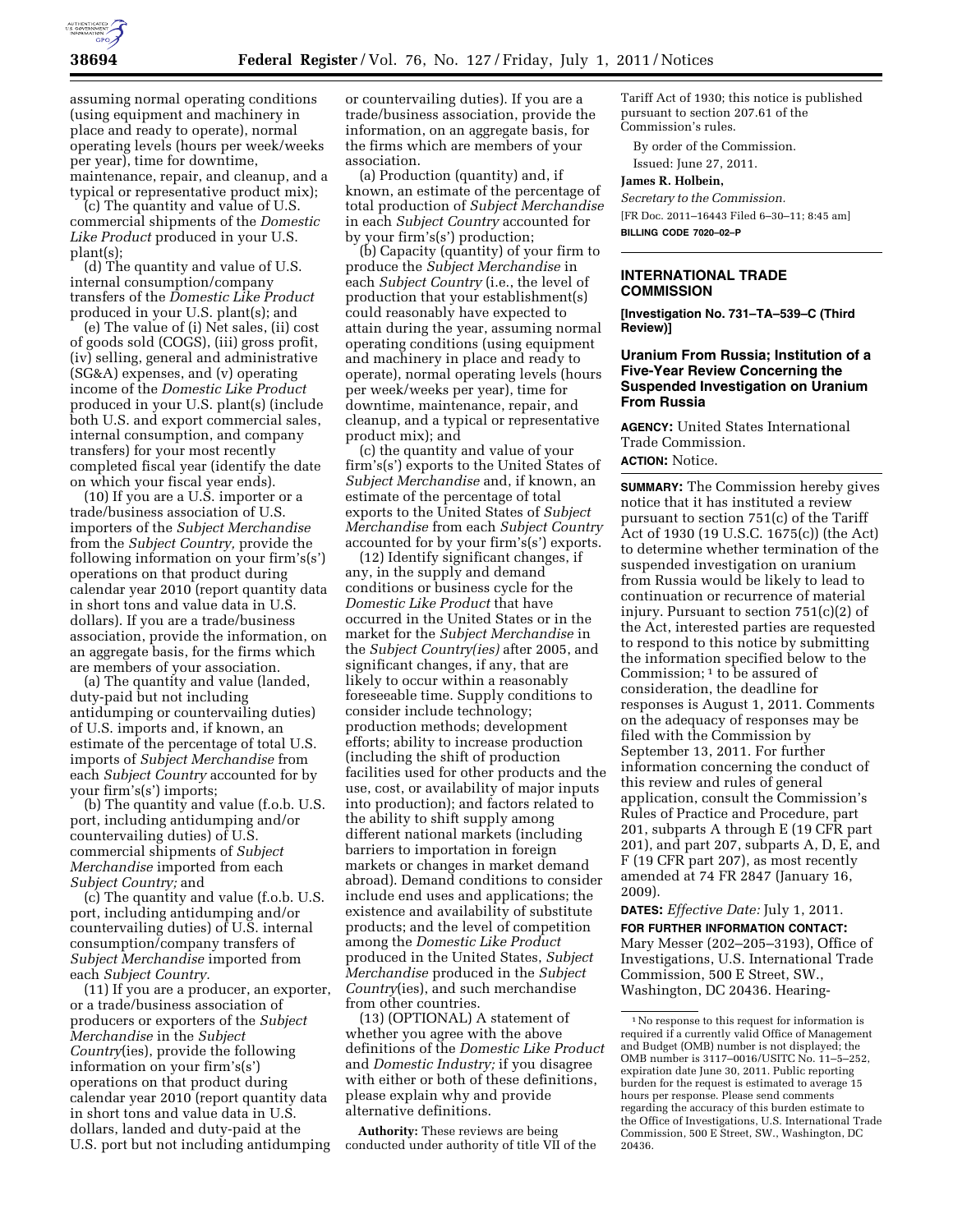assuming normal operating conditions (using equipment and machinery in place and ready to operate), normal operating levels (hours per week/weeks per year), time for downtime, maintenance, repair, and cleanup, and a typical or representative product mix);

(c) The quantity and value of U.S. commercial shipments of the *Domestic Like Product* produced in your U.S. plant(s);

(d) The quantity and value of U.S. internal consumption/company transfers of the *Domestic Like Product* produced in your U.S. plant(s); and

(e) The value of (i) Net sales, (ii) cost of goods sold (COGS), (iii) gross profit, (iv) selling, general and administrative (SG&A) expenses, and (v) operating income of the *Domestic Like Product* produced in your U.S. plant(s) (include both U.S. and export commercial sales, internal consumption, and company transfers) for your most recently completed fiscal year (identify the date on which your fiscal year ends).

(10) If you are a U.S. importer or a trade/business association of U.S. importers of the *Subject Merchandise* from the *Subject Country,* provide the following information on your firm's(s') operations on that product during calendar year 2010 (report quantity data in short tons and value data in U.S. dollars). If you are a trade/business association, provide the information, on an aggregate basis, for the firms which are members of your association.

(a) The quantity and value (landed, duty-paid but not including antidumping or countervailing duties) of U.S. imports and, if known, an estimate of the percentage of total U.S. imports of *Subject Merchandise* from each *Subject Country* accounted for by your firm's(s') imports;

(b) The quantity and value (f.o.b. U.S. port, including antidumping and/or countervailing duties) of U.S. commercial shipments of *Subject Merchandise* imported from each *Subject Country;* and

(c) The quantity and value (f.o.b. U.S. port, including antidumping and/or countervailing duties) of U.S. internal consumption/company transfers of *Subject Merchandise* imported from each *Subject Country.*

(11) If you are a producer, an exporter, or a trade/business association of producers or exporters of the *Subject Merchandise* in the *Subject Country*(ies), provide the following information on your firm's(s') operations on that product during calendar year 2010 (report quantity data in short tons and value data in U.S. dollars, landed and duty-paid at the U.S. port but not including antidumping or countervailing duties). If you are a trade/business association, provide the information, on an aggregate basis, for the firms which are members of your association.

(a) Production (quantity) and, if known, an estimate of the percentage of total production of *Subject Merchandise* in each *Subject Country* accounted for by your firm's(s') production;

(b) Capacity (quantity) of your firm to produce the *Subject Merchandise* in each *Subject Country* (i.e., the level of production that your establishment(s) could reasonably have expected to attain during the year, assuming normal operating conditions (using equipment and machinery in place and ready to operate), normal operating levels (hours per week/weeks per year), time for downtime, maintenance, repair, and cleanup, and a typical or representative product mix); and

(c) the quantity and value of your firm's(s') exports to the United States of *Subject Merchandise* and, if known, an estimate of the percentage of total exports to the United States of *Subject Merchandise* from each *Subject Country* accounted for by your firm's(s') exports.

(12) Identify significant changes, if any, in the supply and demand conditions or business cycle for the *Domestic Like Product* that have occurred in the United States or in the market for the *Subject Merchandise* in the *Subject Country(ies)* after 2005, and significant changes, if any, that are likely to occur within a reasonably foreseeable time. Supply conditions to consider include technology; production methods; development efforts; ability to increase production (including the shift of production facilities used for other products and the use, cost, or availability of major inputs into production); and factors related to the ability to shift supply among different national markets (including barriers to importation in foreign markets or changes in market demand abroad). Demand conditions to consider include end uses and applications; the existence and availability of substitute products; and the level of competition among the *Domestic Like Product* produced in the United States, *Subject Merchandise* produced in the *Subject Country*(ies), and such merchandise from other countries.

(13) (OPTIONAL) A statement of whether you agree with the above definitions of the *Domestic Like Product* and *Domestic Industry;* if you disagree with either or both of these definitions, please explain why and provide alternative definitions.

**Authority:** These reviews are being conducted under authority of title VII of the Tariff Act of 1930; this notice is published pursuant to section 207.61 of the Commission's rules.

By order of the Commission.

Issued: June 27, 2011.

**James R. Holbein,**

*Secretary to the Commission.*

[FR Doc. 2011–16443 Filed 6–30–11; 8:45 am]

**BILLING CODE 7020–02–P**

---

## INTERNATIONAL TRADE COMMISSION

**[Investigation No. 731–TA–539–C (Third Review)]**

## Uranium From Russia; Institution of a Five-Year Review Concerning the Suspended Investigation on Uranium From Russia

**AGENCY:** United States International Trade Commission.

**ACTION:** Notice.

**SUMMARY:** The Commission hereby gives notice that it has instituted a review pursuant to section 751(c) of the Tariff Act of 1930 (19 U.S.C. 1675(c)) (the Act) to determine whether termination of the suspended investigation on uranium from Russia would be likely to lead to continuation or recurrence of material injury. Pursuant to section 751(c)(2) of the Act, interested parties are requested to respond to this notice by submitting the information specified below to the Commission; [1] to be assured of consideration, the deadline for responses is August 1, 2011. Comments on the adequacy of responses may be filed with the Commission by September 13, 2011. For further information concerning the conduct of this review and rules of general application, consult the Commission's Rules of Practice and Procedure, part 201, subparts A through E (19 CFR part 201), and part 207, subparts A, D, E, and F (19 CFR part 207), as most recently amended at 74 FR 2847 (January 16, 2009).

**DATES:** *Effective Date:* July 1, 2011.

**FOR FURTHER INFORMATION CONTACT:** Mary Messer (202–205–3193), Office of Investigations, U.S. International Trade Commission, 500 E Street, SW., Washington, DC 20436. Hearing-

[1] No response to this request for information is required if a currently valid Office of Management and Budget (OMB) number is not displayed; the OMB number is 3117–0016/USITC No. 11–5–252, expiration date June 30, 2011. Public reporting burden for the request is estimated to average 15 hours per response. Please send comments regarding the accuracy of this burden estimate to the Office of Investigations, U.S. International Trade Commission, 500 E Street, SW., Washington, DC 20436.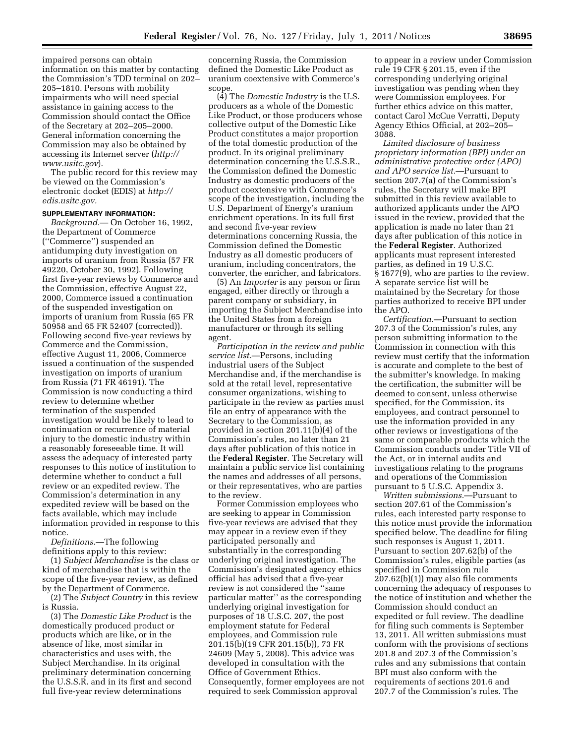impaired persons can obtain information on this matter by contacting the Commission's TDD terminal on 202–205–1810. Persons with mobility impairments who will need special assistance in gaining access to the Commission should contact the Office of the Secretary at 202–205–2000. General information concerning the Commission may also be obtained by accessing its Internet server (*http://www.usitc.gov*).

The public record for this review may be viewed on the Commission's electronic docket (EDIS) at *http://edis.usitc.gov.*

**SUPPLEMENTARY INFORMATION:**

*Background.*— On October 16, 1992, the Department of Commerce (''Commerce'') suspended an antidumping duty investigation on imports of uranium from Russia (57 FR 49220, October 30, 1992). Following first five-year reviews by Commerce and the Commission, effective August 22, 2000, Commerce issued a continuation of the suspended investigation on imports of uranium from Russia (65 FR 50958 and 65 FR 52407 (corrected)). Following second five-year reviews by Commerce and the Commission, effective August 11, 2006, Commerce issued a continuation of the suspended investigation on imports of uranium from Russia (71 FR 46191). The Commission is now conducting a third review to determine whether termination of the suspended investigation would be likely to lead to continuation or recurrence of material injury to the domestic industry within a reasonably foreseeable time. It will assess the adequacy of interested party responses to this notice of institution to determine whether to conduct a full review or an expedited review. The Commission's determination in any expedited review will be based on the facts available, which may include information provided in response to this notice.

*Definitions.*—The following definitions apply to this review:

(1) *Subject Merchandise* is the class or kind of merchandise that is within the scope of the five-year review, as defined by the Department of Commerce.

(2) The *Subject Country* in this review is Russia.

(3) The *Domestic Like Product* is the domestically produced product or products which are like, or in the absence of like, most similar in characteristics and uses with, the Subject Merchandise. In its original preliminary determination concerning the U.S.S.R. and in its first and second full five-year review determinations concerning Russia, the Commission defined the Domestic Like Product as uranium coextensive with Commerce's scope.

(4) The *Domestic Industry* is the U.S. producers as a whole of the Domestic Like Product, or those producers whose collective output of the Domestic Like Product constitutes a major proportion of the total domestic production of the product. In its original preliminary determination concerning the U.S.S.R., the Commission defined the Domestic Industry as domestic producers of the product coextensive with Commerce's scope of the investigation, including the U.S. Department of Energy's uranium enrichment operations. In its full first and second five-year review determinations concerning Russia, the Commission defined the Domestic Industry as all domestic producers of uranium, including concentrators, the converter, the enricher, and fabricators.

(5) An *Importer* is any person or firm engaged, either directly or through a parent company or subsidiary, in importing the Subject Merchandise into the United States from a foreign manufacturer or through its selling agent.

*Participation in the review and public service list.*—Persons, including industrial users of the Subject Merchandise and, if the merchandise is sold at the retail level, representative consumer organizations, wishing to participate in the review as parties must file an entry of appearance with the Secretary to the Commission, as provided in section 201.11(b)(4) of the Commission's rules, no later than 21 days after publication of this notice in the **Federal Register**. The Secretary will maintain a public service list containing the names and addresses of all persons, or their representatives, who are parties to the review.

Former Commission employees who are seeking to appear in Commission five-year reviews are advised that they may appear in a review even if they participated personally and substantially in the corresponding underlying original investigation. The Commission's designated agency ethics official has advised that a five-year review is not considered the ''same particular matter'' as the corresponding underlying original investigation for purposes of 18 U.S.C. 207, the post employment statute for Federal employees, and Commission rule 201.15(b)(19 CFR 201.15(b)), 73 FR 24609 (May 5, 2008). This advice was developed in consultation with the Office of Government Ethics. Consequently, former employees are not required to seek Commission approval to appear in a review under Commission rule 19 CFR § 201.15, even if the corresponding underlying original investigation was pending when they were Commission employees. For further ethics advice on this matter, contact Carol McCue Verratti, Deputy Agency Ethics Official, at 202–205–3088.

*Limited disclosure of business proprietary information (BPI) under an administrative protective order (APO) and APO service list.*—Pursuant to section 207.7(a) of the Commission's rules, the Secretary will make BPI submitted in this review available to authorized applicants under the APO issued in the review, provided that the application is made no later than 21 days after publication of this notice in the **Federal Register**. Authorized applicants must represent interested parties, as defined in 19 U.S.C. § 1677(9), who are parties to the review. A separate service list will be maintained by the Secretary for those parties authorized to receive BPI under the APO.

*Certification.*—Pursuant to section 207.3 of the Commission's rules, any person submitting information to the Commission in connection with this review must certify that the information is accurate and complete to the best of the submitter's knowledge. In making the certification, the submitter will be deemed to consent, unless otherwise specified, for the Commission, its employees, and contract personnel to use the information provided in any other reviews or investigations of the same or comparable products which the Commission conducts under Title VII of the Act, or in internal audits and investigations relating to the programs and operations of the Commission pursuant to 5 U.S.C. Appendix 3.

*Written submissions.*—Pursuant to section 207.61 of the Commission's rules, each interested party response to this notice must provide the information specified below. The deadline for filing such responses is August 1, 2011. Pursuant to section 207.62(b) of the Commission's rules, eligible parties (as specified in Commission rule 207.62(b)(1)) may also file comments concerning the adequacy of responses to the notice of institution and whether the Commission should conduct an expedited or full review. The deadline for filing such comments is September 13, 2011. All written submissions must conform with the provisions of sections 201.8 and 207.3 of the Commission's rules and any submissions that contain BPI must also conform with the requirements of sections 201.6 and 207.7 of the Commission's rules. The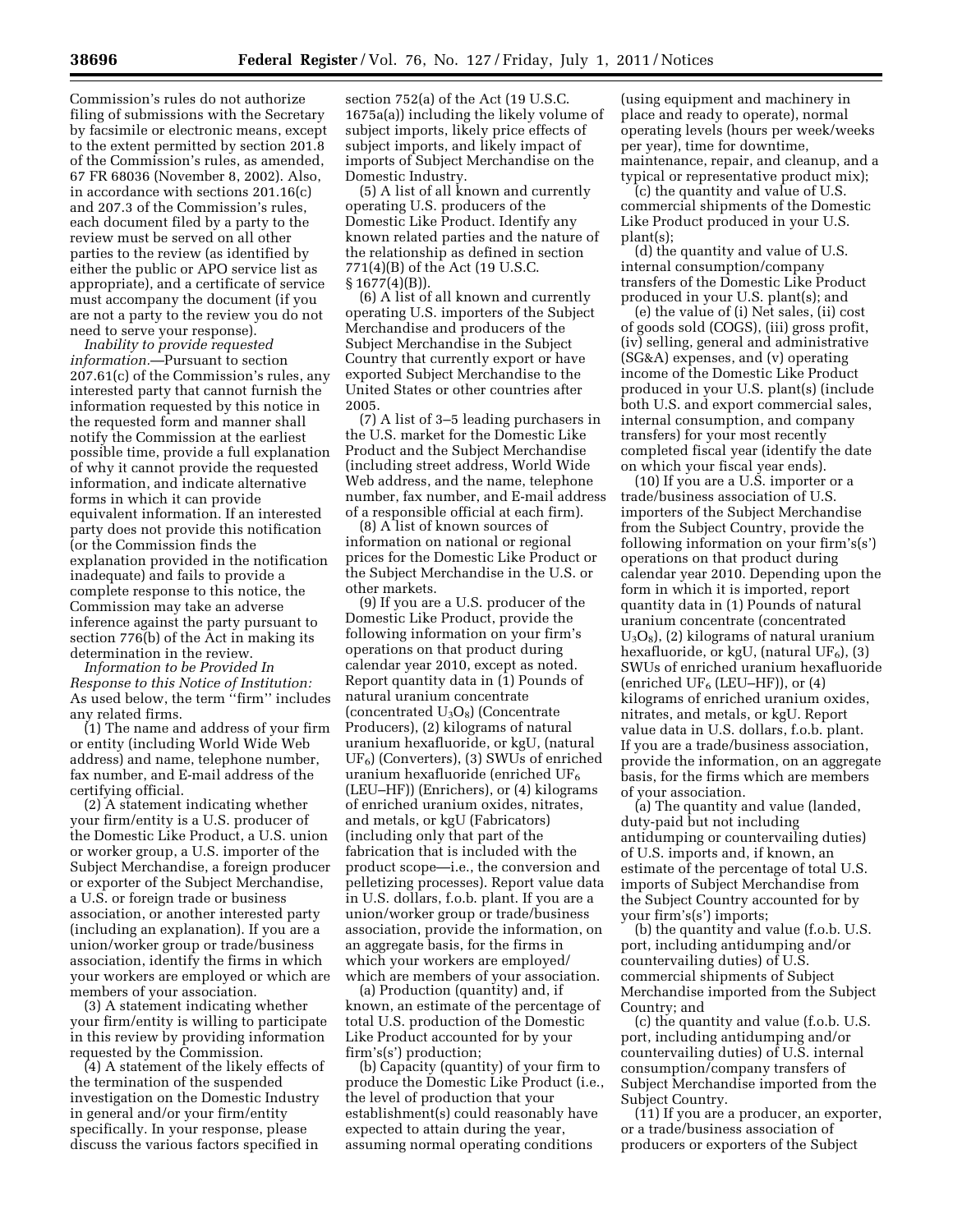Commission's rules do not authorize filing of submissions with the Secretary by facsimile or electronic means, except to the extent permitted by section 201.8 of the Commission's rules, as amended, 67 FR 68036 (November 8, 2002). Also, in accordance with sections 201.16(c) and 207.3 of the Commission's rules, each document filed by a party to the review must be served on all other parties to the review (as identified by either the public or APO service list as appropriate), and a certificate of service must accompany the document (if you are not a party to the review you do not need to serve your response).

*Inability to provide requested information.*—Pursuant to section 207.61(c) of the Commission's rules, any interested party that cannot furnish the information requested by this notice in the requested form and manner shall notify the Commission at the earliest possible time, provide a full explanation of why it cannot provide the requested information, and indicate alternative forms in which it can provide equivalent information. If an interested party does not provide this notification (or the Commission finds the explanation provided in the notification inadequate) and fails to provide a complete response to this notice, the Commission may take an adverse inference against the party pursuant to section 776(b) of the Act in making its determination in the review.

*Information to be Provided In Response to this Notice of Institution:* As used below, the term "firm" includes any related firms.

(1) The name and address of your firm or entity (including World Wide Web address) and name, telephone number, fax number, and E-mail address of the certifying official.

(2) A statement indicating whether your firm/entity is a U.S. producer of the Domestic Like Product, a U.S. union or worker group, a U.S. importer of the Subject Merchandise, a foreign producer or exporter of the Subject Merchandise, a U.S. or foreign trade or business association, or another interested party (including an explanation). If you are a union/worker group or trade/business association, identify the firms in which your workers are employed or which are members of your association.

(3) A statement indicating whether your firm/entity is willing to participate in this review by providing information requested by the Commission.

(4) A statement of the likely effects of the termination of the suspended investigation on the Domestic Industry in general and/or your firm/entity specifically. In your response, please discuss the various factors specified in section 752(a) of the Act (19 U.S.C. 1675a(a)) including the likely volume of subject imports, likely price effects of subject imports, and likely impact of imports of Subject Merchandise on the Domestic Industry.

(5) A list of all known and currently operating U.S. producers of the Domestic Like Product. Identify any known related parties and the nature of the relationship as defined in section 771(4)(B) of the Act (19 U.S.C. § 1677(4)(B)).

(6) A list of all known and currently operating U.S. importers of the Subject Merchandise and producers of the Subject Merchandise in the Subject Country that currently export or have exported Subject Merchandise to the United States or other countries after 2005.

(7) A list of 3–5 leading purchasers in the U.S. market for the Domestic Like Product and the Subject Merchandise (including street address, World Wide Web address, and the name, telephone number, fax number, and E-mail address of a responsible official at each firm).

(8) A list of known sources of information on national or regional prices for the Domestic Like Product or the Subject Merchandise in the U.S. or other markets.

(9) If you are a U.S. producer of the Domestic Like Product, provide the following information on your firm's operations on that product during calendar year 2010, except as noted. Report quantity data in (1) Pounds of natural uranium concentrate (concentrated $U_3O_8$) (Concentrate Producers), (2) kilograms of natural uranium hexafluoride, or kgU, (natural $UF_6$) (Converters), (3) SWUs of enriched uranium hexafluoride (enriched $UF_6$ (LEU–HF)) (Enrichers), or (4) kilograms of enriched uranium oxides, nitrates, and metals, or kgU (Fabricators) (including only that part of the fabrication that is included with the product scope—i.e., the conversion and pelletizing processes). Report value data in U.S. dollars, f.o.b. plant. If you are a union/worker group or trade/business association, provide the information, on an aggregate basis, for the firms in which your workers are employed/which are members of your association.

(a) Production (quantity) and, if known, an estimate of the percentage of total U.S. production of the Domestic Like Product accounted for by your firm's(s') production;

(b) Capacity (quantity) of your firm to produce the Domestic Like Product (i.e., the level of production that your establishment(s) could reasonably have expected to attain during the year, assuming normal operating conditions (using equipment and machinery in place and ready to operate), normal operating levels (hours per week/weeks per year), time for downtime, maintenance, repair, and cleanup, and a typical or representative product mix);

(c) the quantity and value of U.S. commercial shipments of the Domestic Like Product produced in your U.S. plant(s);

(d) the quantity and value of U.S. internal consumption/company transfers of the Domestic Like Product produced in your U.S. plant(s); and

(e) the value of (i) Net sales, (ii) cost of goods sold (COGS), (iii) gross profit, (iv) selling, general and administrative (SG&A) expenses, and (v) operating income of the Domestic Like Product produced in your U.S. plant(s) (include both U.S. and export commercial sales, internal consumption, and company transfers) for your most recently completed fiscal year (identify the date on which your fiscal year ends).

(10) If you are a U.S. importer or a trade/business association of U.S. importers of the Subject Merchandise from the Subject Country, provide the following information on your firm's(s') operations on that product during calendar year 2010. Depending upon the form in which it is imported, report quantity data in (1) Pounds of natural uranium concentrate (concentrated $U_3O_8$), (2) kilograms of natural uranium hexafluoride, or kgU, (natural $UF_6$), (3) SWUs of enriched uranium hexafluoride (enriched $UF_6$ (LEU–HF)), or (4) kilograms of enriched uranium oxides, nitrates, and metals, or kgU. Report value data in U.S. dollars, f.o.b. plant. If you are a trade/business association, provide the information, on an aggregate basis, for the firms which are members of your association.

(a) The quantity and value (landed, duty-paid but not including antidumping or countervailing duties) of U.S. imports and, if known, an estimate of the percentage of total U.S. imports of Subject Merchandise from the Subject Country accounted for by your firm's(s') imports;

(b) the quantity and value (f.o.b. U.S. port, including antidumping and/or countervailing duties) of U.S. commercial shipments of Subject Merchandise imported from the Subject Country; and

(c) the quantity and value (f.o.b. U.S. port, including antidumping and/or countervailing duties) of U.S. internal consumption/company transfers of Subject Merchandise imported from the Subject Country.

(11) If you are a producer, an exporter, or a trade/business association of producers or exporters of the Subject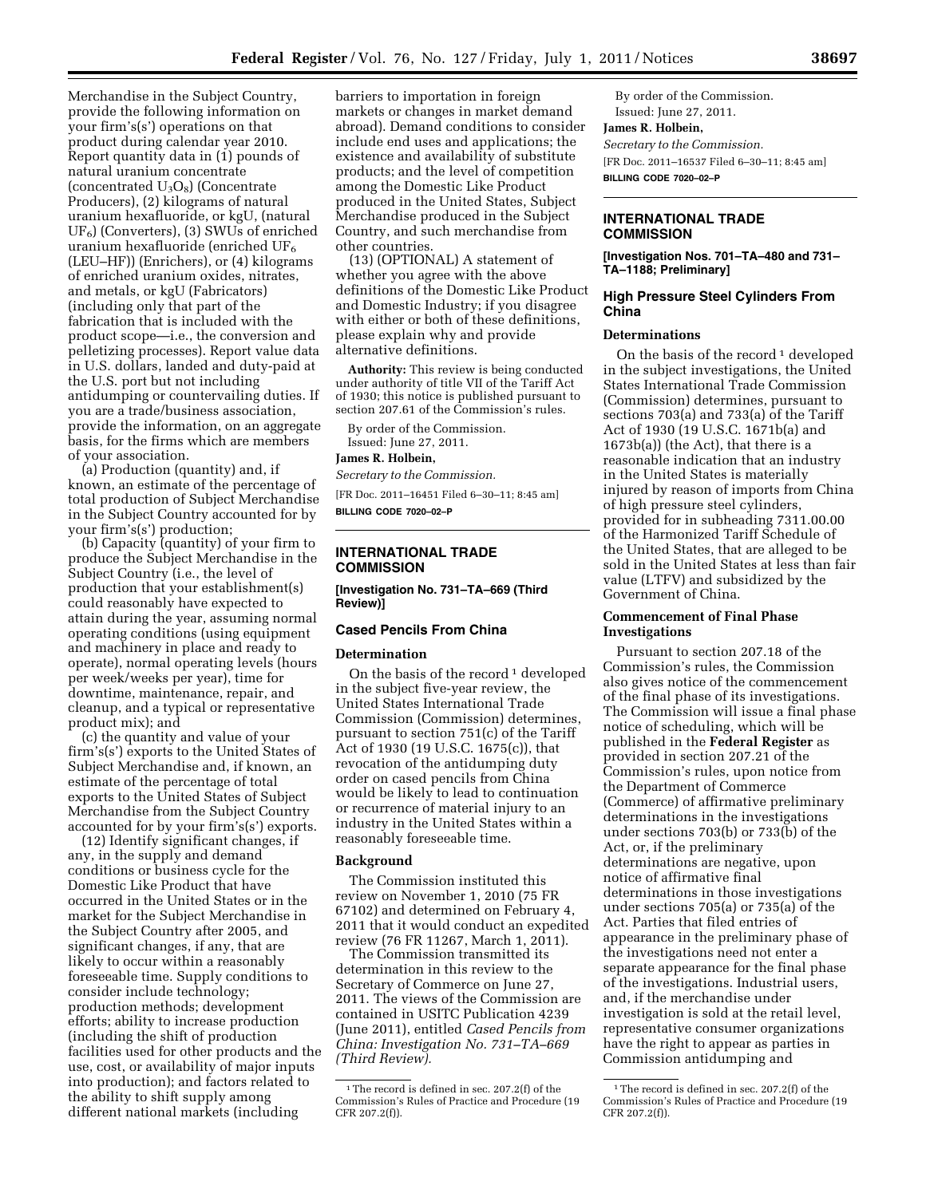Merchandise in the Subject Country, provide the following information on your firm's(s') operations on that product during calendar year 2010. Report quantity data in (1) pounds of natural uranium concentrate (concentrated $U_3O_8$) (Concentrate Producers), (2) kilograms of natural uranium hexafluoride, or kgU, (natural $UF_6$) (Converters), (3) SWUs of enriched uranium hexafluoride (enriched $UF_6$ (LEU–HF)) (Enrichers), or (4) kilograms of enriched uranium oxides, nitrates, and metals, or kgU (Fabricators) (including only that part of the fabrication that is included with the product scope—i.e., the conversion and pelletizing processes). Report value data in U.S. dollars, landed and duty-paid at the U.S. port but not including antidumping or countervailing duties. If you are a trade/business association, provide the information, on an aggregate basis, for the firms which are members of your association.

(a) Production (quantity) and, if known, an estimate of the percentage of total production of Subject Merchandise in the Subject Country accounted for by your firm's(s') production;

(b) Capacity (quantity) of your firm to produce the Subject Merchandise in the Subject Country (i.e., the level of production that your establishment(s) could reasonably have expected to attain during the year, assuming normal operating conditions (using equipment and machinery in place and ready to operate), normal operating levels (hours per week/weeks per year), time for downtime, maintenance, repair, and cleanup, and a typical or representative product mix); and

(c) the quantity and value of your firm's(s') exports to the United States of Subject Merchandise and, if known, an estimate of the percentage of total exports to the United States of Subject Merchandise from the Subject Country accounted for by your firm's(s') exports.

(12) Identify significant changes, if any, in the supply and demand conditions or business cycle for the Domestic Like Product that have occurred in the United States or in the market for the Subject Merchandise in the Subject Country after 2005, and significant changes, if any, that are likely to occur within a reasonably foreseeable time. Supply conditions to consider include technology; production methods; development efforts; ability to increase production (including the shift of production facilities used for other products and the use, cost, or availability of major inputs into production); and factors related to the ability to shift supply among different national markets (including barriers to importation in foreign markets or changes in market demand abroad). Demand conditions to consider include end uses and applications; the existence and availability of substitute products; and the level of competition among the Domestic Like Product produced in the United States, Subject Merchandise produced in the Subject Country, and such merchandise from other countries.

(13) (OPTIONAL) A statement of whether you agree with the above definitions of the Domestic Like Product and Domestic Industry; if you disagree with either or both of these definitions, please explain why and provide alternative definitions.

**Authority:** This review is being conducted under authority of title VII of the Tariff Act of 1930; this notice is published pursuant to section 207.61 of the Commission's rules.

By order of the Commission.

Issued: June 27, 2011.

**James R. Holbein,**

*Secretary to the Commission.*

[FR Doc. 2011–16451 Filed 6–30–11; 8:45 am]

**BILLING CODE 7020–02–P**

---

## INTERNATIONAL TRADE COMMISSION

**[Investigation No. 731–TA–669 (Third Review)]**

### Cased Pencils From China

#### Determination

On the basis of the record[1] developed in the subject five-year review, the United States International Trade Commission (Commission) determines, pursuant to section 751(c) of the Tariff Act of 1930 (19 U.S.C. 1675(c)), that revocation of the antidumping duty order on cased pencils from China would be likely to lead to continuation or recurrence of material injury to an industry in the United States within a reasonably foreseeable time.

#### Background

The Commission instituted this review on November 1, 2010 (75 FR 67102) and determined on February 4, 2011 that it would conduct an expedited review (76 FR 11267, March 1, 2011).

The Commission transmitted its determination in this review to the Secretary of Commerce on June 27, 2011. The views of the Commission are contained in USITC Publication 4239 (June 2011), entitled *Cased Pencils from China: Investigation No. 731–TA–669 (Third Review).*

By order of the Commission.

Issued: June 27, 2011.

**James R. Holbein,**

*Secretary to the Commission.*

[FR Doc. 2011–16537 Filed 6–30–11; 8:45 am]

**BILLING CODE 7020–02–P**

[1] The record is defined in sec. 207.2(f) of the Commission's Rules of Practice and Procedure (19 CFR 207.2(f)).

---

## INTERNATIONAL TRADE COMMISSION

**[Investigation Nos. 701–TA–480 and 731–TA–1188; Preliminary]**

### High Pressure Steel Cylinders From China

#### Determinations

On the basis of the record[1] developed in the subject investigations, the United States International Trade Commission (Commission) determines, pursuant to sections 703(a) and 733(a) of the Tariff Act of 1930 (19 U.S.C. 1671b(a) and 1673b(a)) (the Act), that there is a reasonable indication that an industry in the United States is materially injured by reason of imports from China of high pressure steel cylinders, provided for in subheading 7311.00.00 of the Harmonized Tariff Schedule of the United States, that are alleged to be sold in the United States at less than fair value (LTFV) and subsidized by the Government of China.

#### Commencement of Final Phase Investigations

Pursuant to section 207.18 of the Commission's rules, the Commission also gives notice of the commencement of the final phase of its investigations. The Commission will issue a final phase notice of scheduling, which will be published in the **Federal Register** as provided in section 207.21 of the Commission's rules, upon notice from the Department of Commerce (Commerce) of affirmative preliminary determinations in the investigations under sections 703(b) or 733(b) of the Act, or, if the preliminary determinations are negative, upon notice of affirmative final determinations in those investigations under sections 705(a) or 735(a) of the Act. Parties that filed entries of appearance in the preliminary phase of the investigations need not enter a separate appearance for the final phase of the investigations. Industrial users, and, if the merchandise under investigation is sold at the retail level, representative consumer organizations have the right to appear as parties in Commission antidumping and

[1] The record is defined in sec. 207.2(f) of the Commission's Rules of Practice and Procedure (19 CFR 207.2(f)).